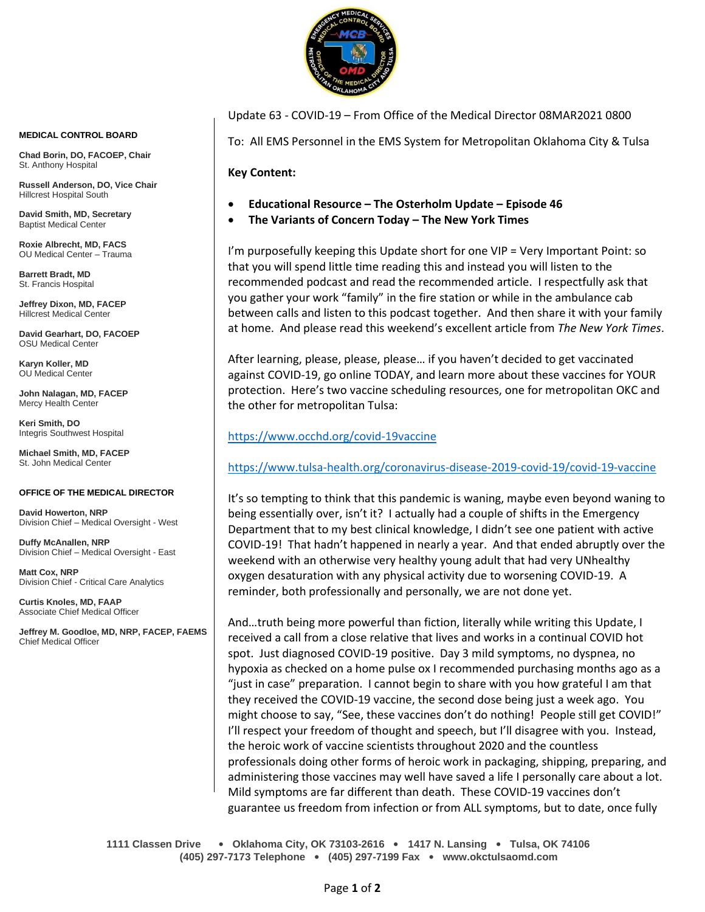**MEDICAL CONTROL BOARD**

**Chad Borin, DO, FACOEP, Chair**
St. Anthony Hospital

**Russell Anderson, DO, Vice Chair**
Hillcrest Hospital South

**David Smith, MD, Secretary**
Baptist Medical Center

**Roxie Albrecht, MD, FACS**
OU Medical Center – Trauma

**Barrett Bradt, MD**
St. Francis Hospital

**Jeffrey Dixon, MD, FACEP**
Hillcrest Medical Center

**David Gearhart, DO, FACOEP**
OSU Medical Center

**Karyn Koller, MD**
OU Medical Center

**John Nalagan, MD, FACEP**
Mercy Health Center

**Keri Smith, DO**
Integris Southwest Hospital

**Michael Smith, MD, FACEP**
St. John Medical Center

**OFFICE OF THE MEDICAL DIRECTOR**

**David Howerton, NRP**
Division Chief – Medical Oversight - West

**Duffy McAnallen, NRP**
Division Chief – Medical Oversight - East

**Matt Cox, NRP**
Division Chief - Critical Care Analytics

**Curtis Knoles, MD, FAAP**
Associate Chief Medical Officer

**Jeffrey M. Goodloe, MD, NRP, FACEP, FAEMS**
Chief Medical Officer

Update 63 - COVID-19 – From Office of the Medical Director 08MAR2021 0800

To: All EMS Personnel in the EMS System for Metropolitan Oklahoma City & Tulsa

**Key Content:**

- **Educational Resource – The Osterholm Update – Episode 46**
- **The Variants of Concern Today – The New York Times**

I'm purposefully keeping this Update short for one VIP = Very Important Point: so that you will spend little time reading this and instead you will listen to the recommended podcast and read the recommended article. I respectfully ask that you gather your work "family" in the fire station or while in the ambulance cab between calls and listen to this podcast together. And then share it with your family at home. And please read this weekend's excellent article from *The New York Times*.

After learning, please, please, please… if you haven't decided to get vaccinated against COVID-19, go online TODAY, and learn more about these vaccines for YOUR protection. Here's two vaccine scheduling resources, one for metropolitan OKC and the other for metropolitan Tulsa:

https://www.occhd.org/covid-19vaccine

https://www.tulsa-health.org/coronavirus-disease-2019-covid-19/covid-19-vaccine

It's so tempting to think that this pandemic is waning, maybe even beyond waning to being essentially over, isn't it? I actually had a couple of shifts in the Emergency Department that to my best clinical knowledge, I didn't see one patient with active COVID-19! That hadn't happened in nearly a year. And that ended abruptly over the weekend with an otherwise very healthy young adult that had very UNhealthy oxygen desaturation with any physical activity due to worsening COVID-19. A reminder, both professionally and personally, we are not done yet.

And…truth being more powerful than fiction, literally while writing this Update, I received a call from a close relative that lives and works in a continual COVID hot spot. Just diagnosed COVID-19 positive. Day 3 mild symptoms, no dyspnea, no hypoxia as checked on a home pulse ox I recommended purchasing months ago as a "just in case" preparation. I cannot begin to share with you how grateful I am that they received the COVID-19 vaccine, the second dose being just a week ago. You might choose to say, "See, these vaccines don't do nothing! People still get COVID!" I'll respect your freedom of thought and speech, but I'll disagree with you. Instead, the heroic work of vaccine scientists throughout 2020 and the countless professionals doing other forms of heroic work in packaging, shipping, preparing, and administering those vaccines may well have saved a life I personally care about a lot. Mild symptoms are far different than death. These COVID-19 vaccines don't guarantee us freedom from infection or from ALL symptoms, but to date, once fully

1111 Classen Drive • Oklahoma City, OK 73103-2616 • 1417 N. Lansing • Tulsa, OK 74106
(405) 297-7173 Telephone • (405) 297-7199 Fax • www.okctulsaomd.com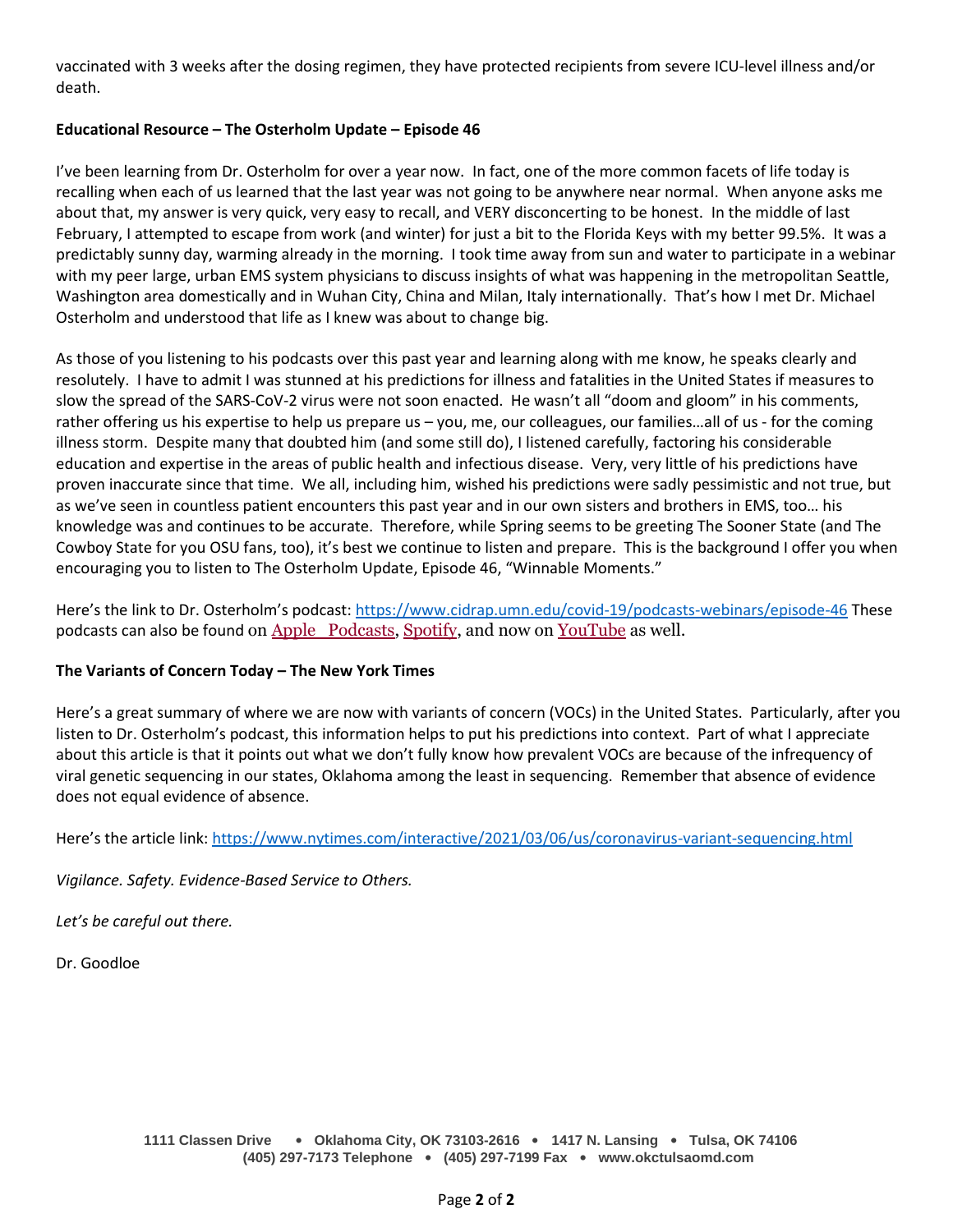vaccinated with 3 weeks after the dosing regimen, they have protected recipients from severe ICU-level illness and/or death.

**Educational Resource – The Osterholm Update – Episode 46**

I've been learning from Dr. Osterholm for over a year now. In fact, one of the more common facets of life today is recalling when each of us learned that the last year was not going to be anywhere near normal. When anyone asks me about that, my answer is very quick, very easy to recall, and VERY disconcerting to be honest. In the middle of last February, I attempted to escape from work (and winter) for just a bit to the Florida Keys with my better 99.5%. It was a predictably sunny day, warming already in the morning. I took time away from sun and water to participate in a webinar with my peer large, urban EMS system physicians to discuss insights of what was happening in the metropolitan Seattle, Washington area domestically and in Wuhan City, China and Milan, Italy internationally. That's how I met Dr. Michael Osterholm and understood that life as I knew was about to change big.

As those of you listening to his podcasts over this past year and learning along with me know, he speaks clearly and resolutely. I have to admit I was stunned at his predictions for illness and fatalities in the United States if measures to slow the spread of the SARS-CoV-2 virus were not soon enacted. He wasn't all "doom and gloom" in his comments, rather offering us his expertise to help us prepare us – you, me, our colleagues, our families…all of us - for the coming illness storm. Despite many that doubted him (and some still do), I listened carefully, factoring his considerable education and expertise in the areas of public health and infectious disease. Very, very little of his predictions have proven inaccurate since that time. We all, including him, wished his predictions were sadly pessimistic and not true, but as we've seen in countless patient encounters this past year and in our own sisters and brothers in EMS, too… his knowledge was and continues to be accurate. Therefore, while Spring seems to be greeting The Sooner State (and The Cowboy State for you OSU fans, too), it's best we continue to listen and prepare. This is the background I offer you when encouraging you to listen to The Osterholm Update, Episode 46, "Winnable Moments."

Here's the link to Dr. Osterholm's podcast: https://www.cidrap.umn.edu/covid-19/podcasts-webinars/episode-46 These podcasts can also be found on Apple Podcasts, Spotify, and now on YouTube as well.

**The Variants of Concern Today – The New York Times**

Here's a great summary of where we are now with variants of concern (VOCs) in the United States. Particularly, after you listen to Dr. Osterholm's podcast, this information helps to put his predictions into context. Part of what I appreciate about this article is that it points out what we don't fully know how prevalent VOCs are because of the infrequency of viral genetic sequencing in our states, Oklahoma among the least in sequencing. Remember that absence of evidence does not equal evidence of absence.

Here's the article link: https://www.nytimes.com/interactive/2021/03/06/us/coronavirus-variant-sequencing.html

*Vigilance. Safety. Evidence-Based Service to Others.*

*Let's be careful out there.*

Dr. Goodloe

**1111 Classen Drive • Oklahoma City, OK 73103-2616 • 1417 N. Lansing • Tulsa, OK 74106**
**(405) 297-7173 Telephone • (405) 297-7199 Fax • www.okctulsaomd.com**